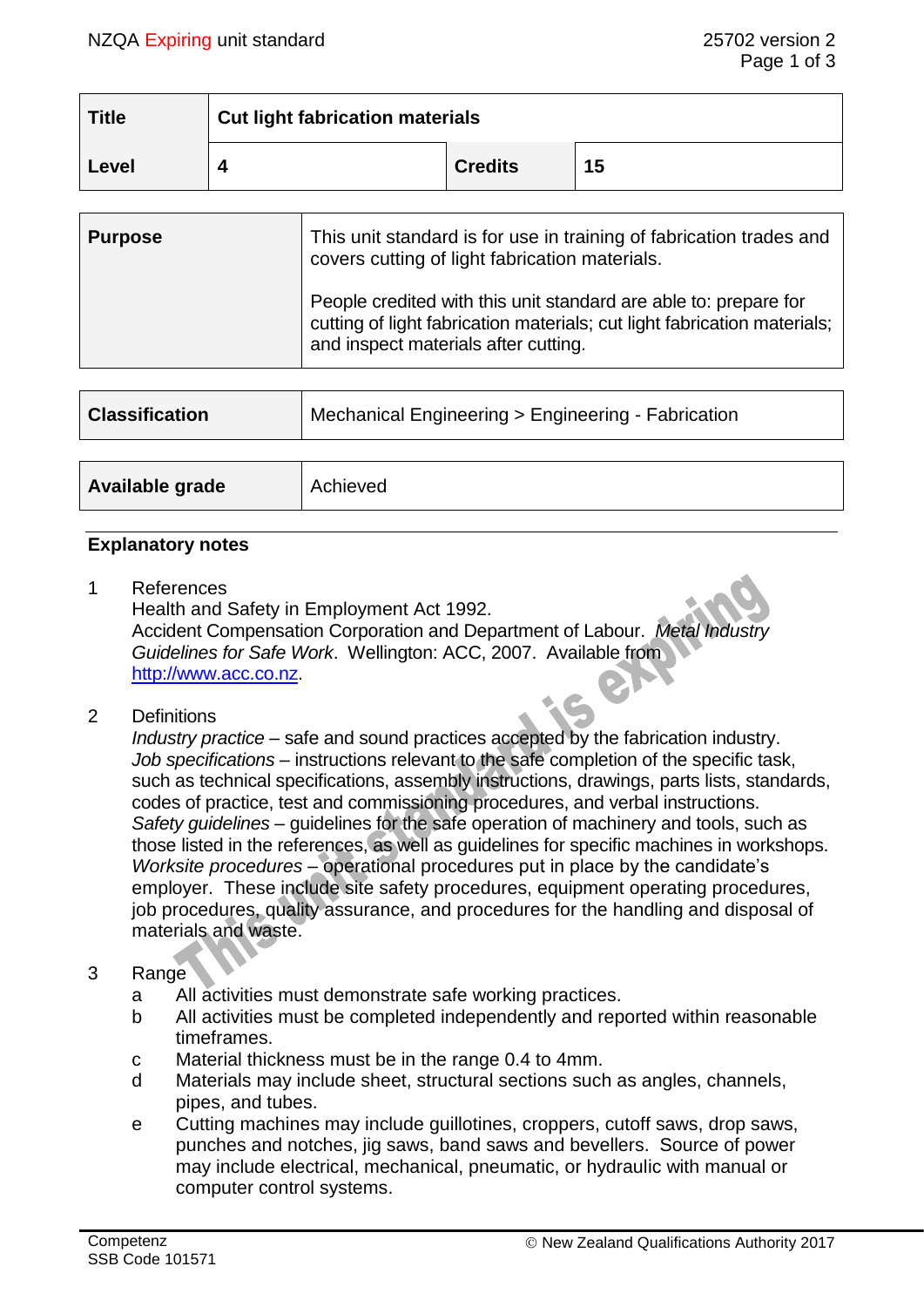| Title | Cut light fabrication materials | | |
|---|---|---|---|
| Level | 4 | Credits | 15 |

| Purpose | This unit standard is for use in training of fabrication trades and covers cutting of light fabrication materials.<br><br>People credited with this unit standard are able to: prepare for cutting of light fabrication materials; cut light fabrication materials; and inspect materials after cutting. |
|---|---|

| Classification | Mechanical Engineering > Engineering - Fabrication |
|---|---|

| Available grade | Achieved |
|---|---|

## Explanatory notes

1 References
Health and Safety in Employment Act 1992.
Accident Compensation Corporation and Department of Labour. *Metal Industry Guidelines for Safe Work*. Wellington: ACC, 2007. Available from http://www.acc.co.nz.

2 Definitions
*Industry practice* – safe and sound practices accepted by the fabrication industry.
*Job specifications* – instructions relevant to the safe completion of the specific task, such as technical specifications, assembly instructions, drawings, parts lists, standards, codes of practice, test and commissioning procedures, and verbal instructions.
*Safety guidelines* – guidelines for the safe operation of machinery and tools, such as those listed in the references, as well as guidelines for specific machines in workshops.
*Worksite procedures* – operational procedures put in place by the candidate's employer. These include site safety procedures, equipment operating procedures, job procedures, quality assurance, and procedures for the handling and disposal of materials and waste.

3 Range
a All activities must demonstrate safe working practices.
b All activities must be completed independently and reported within reasonable timeframes.
c Material thickness must be in the range 0.4 to 4mm.
d Materials may include sheet, structural sections such as angles, channels, pipes, and tubes.
e Cutting machines may include guillotines, croppers, cutoff saws, drop saws, punches and notches, jig saws, band saws and bevellers. Source of power may include electrical, mechanical, pneumatic, or hydraulic with manual or computer control systems.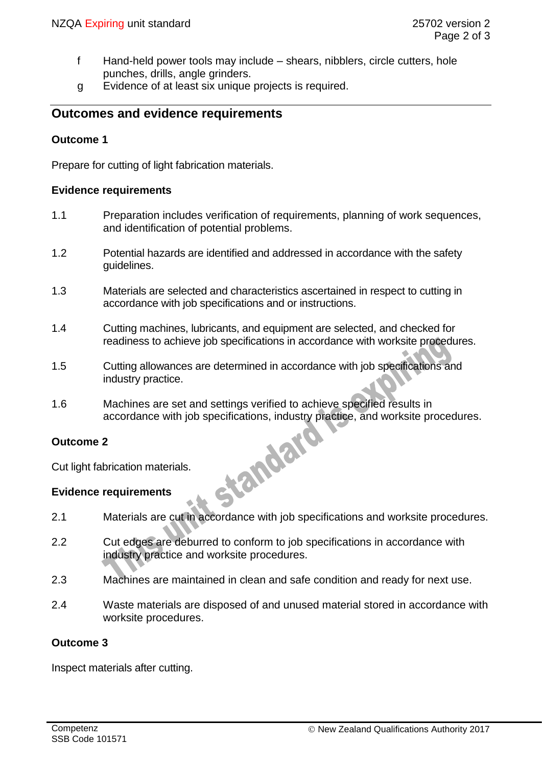f Hand-held power tools may include – shears, nibblers, circle cutters, hole punches, drills, angle grinders.

g Evidence of at least six unique projects is required.

## Outcomes and evidence requirements

### Outcome 1

Prepare for cutting of light fabrication materials.

### Evidence requirements

1.1 Preparation includes verification of requirements, planning of work sequences, and identification of potential problems.

1.2 Potential hazards are identified and addressed in accordance with the safety guidelines.

1.3 Materials are selected and characteristics ascertained in respect to cutting in accordance with job specifications and or instructions.

1.4 Cutting machines, lubricants, and equipment are selected, and checked for readiness to achieve job specifications in accordance with worksite procedures.

1.5 Cutting allowances are determined in accordance with job specifications and industry practice.

1.6 Machines are set and settings verified to achieve specified results in accordance with job specifications, industry practice, and worksite procedures.

### Outcome 2

Cut light fabrication materials.

### Evidence requirements

2.1 Materials are cut in accordance with job specifications and worksite procedures.

2.2 Cut edges are deburred to conform to job specifications in accordance with industry practice and worksite procedures.

2.3 Machines are maintained in clean and safe condition and ready for next use.

2.4 Waste materials are disposed of and unused material stored in accordance with worksite procedures.

### Outcome 3

Inspect materials after cutting.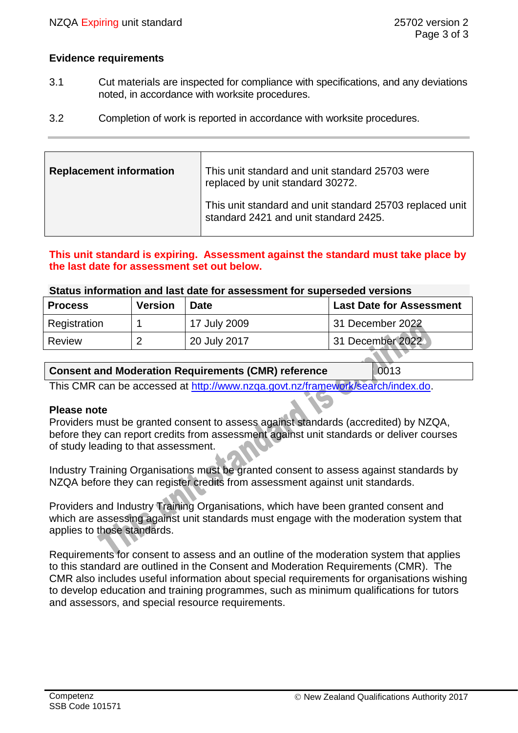## Evidence requirements

3.1 Cut materials are inspected for compliance with specifications, and any deviations noted, in accordance with worksite procedures.

3.2 Completion of work is reported in accordance with worksite procedures.

| | |
|---|---|
| **Replacement information** | This unit standard and unit standard 25703 were replaced by unit standard 30272.<br><br>This unit standard and unit standard 25703 replaced unit standard 2421 and unit standard 2425. |

**This unit standard is expiring. Assessment against the standard must take place by the last date for assessment set out below.**

**Status information and last date for assessment for superseded versions**

| Process | Version | Date | Last Date for Assessment |
|---|---|---|---|
| Registration | 1 | 17 July 2009 | 31 December 2022 |
| Review | 2 | 20 July 2017 | 31 December 2022 |

| | |
|---|---|
| **Consent and Moderation Requirements (CMR) reference** | 0013 |

This CMR can be accessed at http://www.nzqa.govt.nz/framework/search/index.do.

**Please note**

Providers must be granted consent to assess against standards (accredited) by NZQA, before they can report credits from assessment against unit standards or deliver courses of study leading to that assessment.

Industry Training Organisations must be granted consent to assess against standards by NZQA before they can register credits from assessment against unit standards.

Providers and Industry Training Organisations, which have been granted consent and which are assessing against unit standards must engage with the moderation system that applies to those standards.

Requirements for consent to assess and an outline of the moderation system that applies to this standard are outlined in the Consent and Moderation Requirements (CMR). The CMR also includes useful information about special requirements for organisations wishing to develop education and training programmes, such as minimum qualifications for tutors and assessors, and special resource requirements.